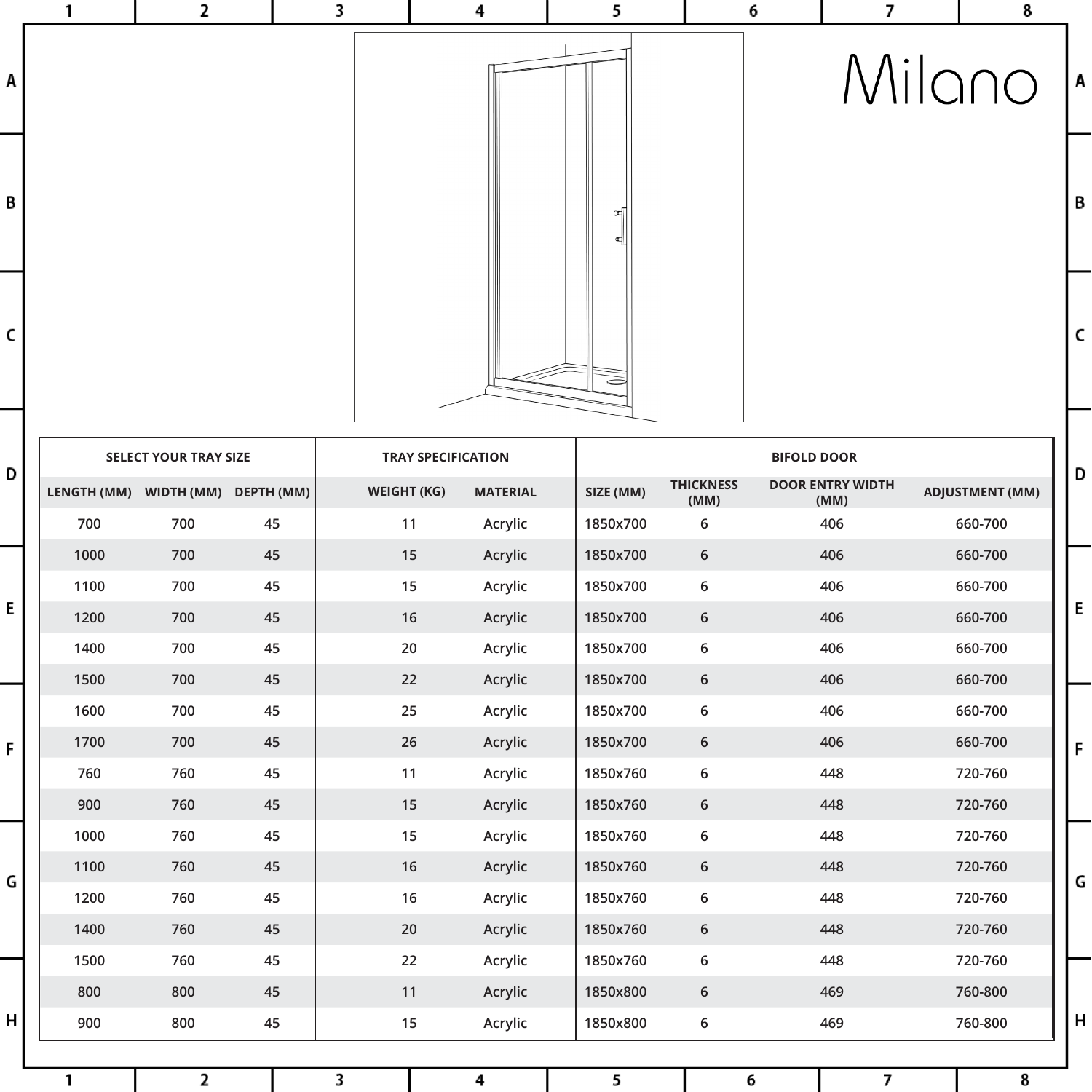Milano

| SELECT YOUR TRAY SIZE | | | TRAY SPECIFICATION | | BIFOLD DOOR | | | |
|---|---|---|---|---|---|---|---|---|
| LENGTH (MM) | WIDTH (MM) | DEPTH (MM) | WEIGHT (KG) | MATERIAL | SIZE (MM) | THICKNESS (MM) | DOOR ENTRY WIDTH (MM) | ADJUSTMENT (MM) |
| 700 | 700 | 45 | 11 | Acrylic | 1850x700 | 6 | 406 | 660-700 |
| 1000 | 700 | 45 | 15 | Acrylic | 1850x700 | 6 | 406 | 660-700 |
| 1100 | 700 | 45 | 15 | Acrylic | 1850x700 | 6 | 406 | 660-700 |
| 1200 | 700 | 45 | 16 | Acrylic | 1850x700 | 6 | 406 | 660-700 |
| 1400 | 700 | 45 | 20 | Acrylic | 1850x700 | 6 | 406 | 660-700 |
| 1500 | 700 | 45 | 22 | Acrylic | 1850x700 | 6 | 406 | 660-700 |
| 1600 | 700 | 45 | 25 | Acrylic | 1850x700 | 6 | 406 | 660-700 |
| 1700 | 700 | 45 | 26 | Acrylic | 1850x700 | 6 | 406 | 660-700 |
| 760 | 760 | 45 | 11 | Acrylic | 1850x760 | 6 | 448 | 720-760 |
| 900 | 760 | 45 | 15 | Acrylic | 1850x760 | 6 | 448 | 720-760 |
| 1000 | 760 | 45 | 15 | Acrylic | 1850x760 | 6 | 448 | 720-760 |
| 1100 | 760 | 45 | 16 | Acrylic | 1850x760 | 6 | 448 | 720-760 |
| 1200 | 760 | 45 | 16 | Acrylic | 1850x760 | 6 | 448 | 720-760 |
| 1400 | 760 | 45 | 20 | Acrylic | 1850x760 | 6 | 448 | 720-760 |
| 1500 | 760 | 45 | 22 | Acrylic | 1850x760 | 6 | 448 | 720-760 |
| 800 | 800 | 45 | 11 | Acrylic | 1850x800 | 6 | 469 | 760-800 |
| 900 | 800 | 45 | 15 | Acrylic | 1850x800 | 6 | 469 | 760-800 |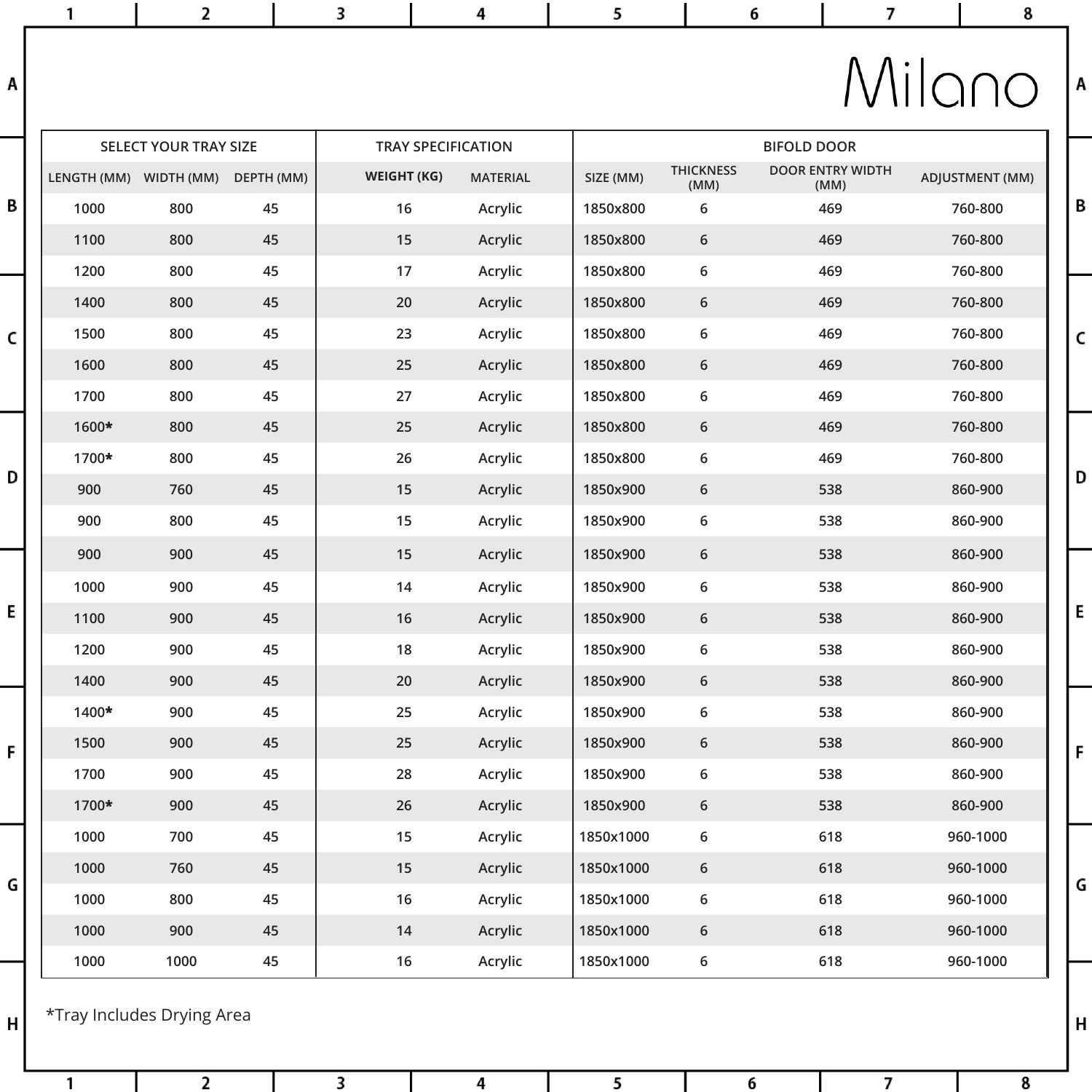# Milano

| SELECT YOUR TRAY SIZE | | | TRAY SPECIFICATION | | BIFOLD DOOR | | | |
|---|---|---|---|---|---|---|---|---|
| LENGTH (MM) | WIDTH (MM) | DEPTH (MM) | **WEIGHT (KG)** | MATERIAL | SIZE (MM) | THICKNESS (MM) | DOOR ENTRY WIDTH (MM) | ADJUSTMENT (MM) |
| 1000 | 800 | 45 | 16 | Acrylic | 1850x800 | 6 | 469 | 760-800 |
| 1100 | 800 | 45 | 15 | Acrylic | 1850x800 | 6 | 469 | 760-800 |
| 1200 | 800 | 45 | 17 | Acrylic | 1850x800 | 6 | 469 | 760-800 |
| 1400 | 800 | 45 | 20 | Acrylic | 1850x800 | 6 | 469 | 760-800 |
| 1500 | 800 | 45 | 23 | Acrylic | 1850x800 | 6 | 469 | 760-800 |
| 1600 | 800 | 45 | 25 | Acrylic | 1850x800 | 6 | 469 | 760-800 |
| 1700 | 800 | 45 | 27 | Acrylic | 1850x800 | 6 | 469 | 760-800 |
| 1600* | 800 | 45 | 25 | Acrylic | 1850x800 | 6 | 469 | 760-800 |
| 1700* | 800 | 45 | 26 | Acrylic | 1850x800 | 6 | 469 | 760-800 |
| 900 | 760 | 45 | 15 | Acrylic | 1850x900 | 6 | 538 | 860-900 |
| 900 | 800 | 45 | 15 | Acrylic | 1850x900 | 6 | 538 | 860-900 |
| 900 | 900 | 45 | 15 | Acrylic | 1850x900 | 6 | 538 | 860-900 |
| 1000 | 900 | 45 | 14 | Acrylic | 1850x900 | 6 | 538 | 860-900 |
| 1100 | 900 | 45 | 16 | Acrylic | 1850x900 | 6 | 538 | 860-900 |
| 1200 | 900 | 45 | 18 | Acrylic | 1850x900 | 6 | 538 | 860-900 |
| 1400 | 900 | 45 | 20 | Acrylic | 1850x900 | 6 | 538 | 860-900 |
| 1400* | 900 | 45 | 25 | Acrylic | 1850x900 | 6 | 538 | 860-900 |
| 1500 | 900 | 45 | 25 | Acrylic | 1850x900 | 6 | 538 | 860-900 |
| 1700 | 900 | 45 | 28 | Acrylic | 1850x900 | 6 | 538 | 860-900 |
| 1700* | 900 | 45 | 26 | Acrylic | 1850x900 | 6 | 538 | 860-900 |
| 1000 | 700 | 45 | 15 | Acrylic | 1850x1000 | 6 | 618 | 960-1000 |
| 1000 | 760 | 45 | 15 | Acrylic | 1850x1000 | 6 | 618 | 960-1000 |
| 1000 | 800 | 45 | 16 | Acrylic | 1850x1000 | 6 | 618 | 960-1000 |
| 1000 | 900 | 45 | 14 | Acrylic | 1850x1000 | 6 | 618 | 960-1000 |
| 1000 | 1000 | 45 | 16 | Acrylic | 1850x1000 | 6 | 618 | 960-1000 |

*Tray Includes Drying Area